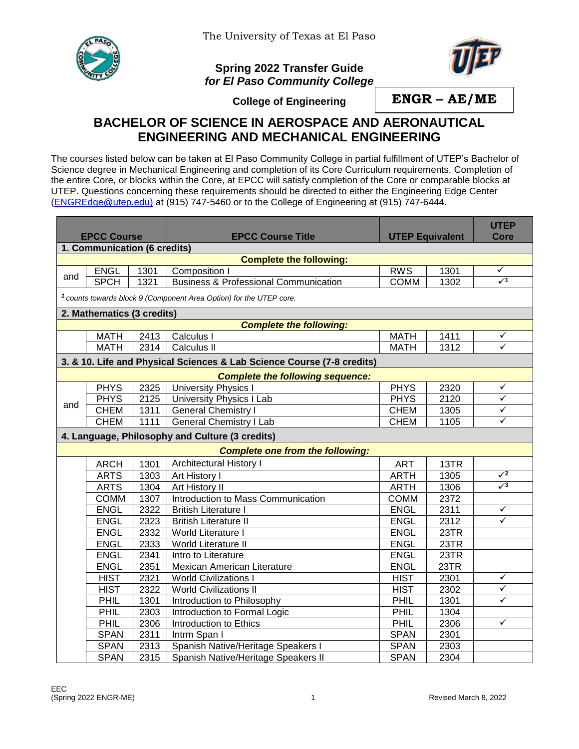The University of Texas at El Paso

**Spring 2022 Transfer Guide**
***for El Paso Community College***

**College of Engineering**

**ENGR – AE/ME**

# BACHELOR OF SCIENCE IN AEROSPACE AND AERONAUTICAL ENGINEERING AND MECHANICAL ENGINEERING

The courses listed below can be taken at El Paso Community College in partial fulfillment of UTEP's Bachelor of Science degree in Mechanical Engineering and completion of its Core Curriculum requirements. Completion of the entire Core, or blocks within the Core, at EPCC will satisfy completion of the Core or comparable blocks at UTEP. Questions concerning these requirements should be directed to either the Engineering Edge Center (ENGREdge@utep.edu) at (915) 747-5460 or to the College of Engineering at (915) 747-6444.

| | EPCC Course | | EPCC Course Title | UTEP Equivalent | | UTEP Core |
|---|---|---|---|---|---|---|
| **1. Communication (6 credits)** | | | | | | |
| | | | ***Complete the following:*** | | | |
| and | ENGL | 1301 | Composition I | RWS | 1301 | ✓ |
| | SPCH | 1321 | Business & Professional Communication | COMM | 1302 | ✓[1] |
| *[1] counts towards block 9 (Component Area Option) for the UTEP core.* | | | | | | |
| **2. Mathematics (3 credits)** | | | | | | |
| | | | ***Complete the following:*** | | | |
| | MATH | 2413 | Calculus I | MATH | 1411 | ✓ |
| | MATH | 2314 | Calculus II | MATH | 1312 | ✓ |
| **3. & 10. Life and Physical Sciences & Lab Science Course (7-8 credits)** | | | | | | |
| | | | ***Complete the following sequence:*** | | | |
| and | PHYS | 2325 | University Physics I | PHYS | 2320 | ✓ |
| | PHYS | 2125 | University Physics I Lab | PHYS | 2120 | ✓ |
| | CHEM | 1311 | General Chemistry I | CHEM | 1305 | ✓ |
| | CHEM | 1111 | General Chemistry I Lab | CHEM | 1105 | ✓ |
| **4. Language, Philosophy and Culture (3 credits)** | | | | | | |
| | | | ***Complete one from the following:*** | | | |
| | ARCH | 1301 | Architectural History I | ART | 13TR | |
| | ARTS | 1303 | Art History I | ARTH | 1305 | ✓[2] |
| | ARTS | 1304 | Art History II | ARTH | 1306 | ✓[3] |
| | COMM | 1307 | Introduction to Mass Communication | COMM | 2372 | |
| | ENGL | 2322 | British Literature I | ENGL | 2311 | ✓ |
| | ENGL | 2323 | British Literature II | ENGL | 2312 | ✓ |
| | ENGL | 2332 | World Literature I | ENGL | 23TR | |
| | ENGL | 2333 | World Literature II | ENGL | 23TR | |
| | ENGL | 2341 | Intro to Literature | ENGL | 23TR | |
| | ENGL | 2351 | Mexican American Literature | ENGL | 23TR | |
| | HIST | 2321 | World Civilizations I | HIST | 2301 | ✓ |
| | HIST | 2322 | World Civilizations II | HIST | 2302 | ✓ |
| | PHIL | 1301 | Introduction to Philosophy | PHIL | 1301 | ✓ |
| | PHIL | 2303 | Introduction to Formal Logic | PHIL | 1304 | |
| | PHIL | 2306 | Introduction to Ethics | PHIL | 2306 | ✓ |
| | SPAN | 2311 | Intrm Span I | SPAN | 2301 | |
| | SPAN | 2313 | Spanish Native/Heritage Speakers I | SPAN | 2303 | |
| | SPAN | 2315 | Spanish Native/Heritage Speakers II | SPAN | 2304 | |

EEC
(Spring 2022 ENGR-ME)

Revised March 8, 2022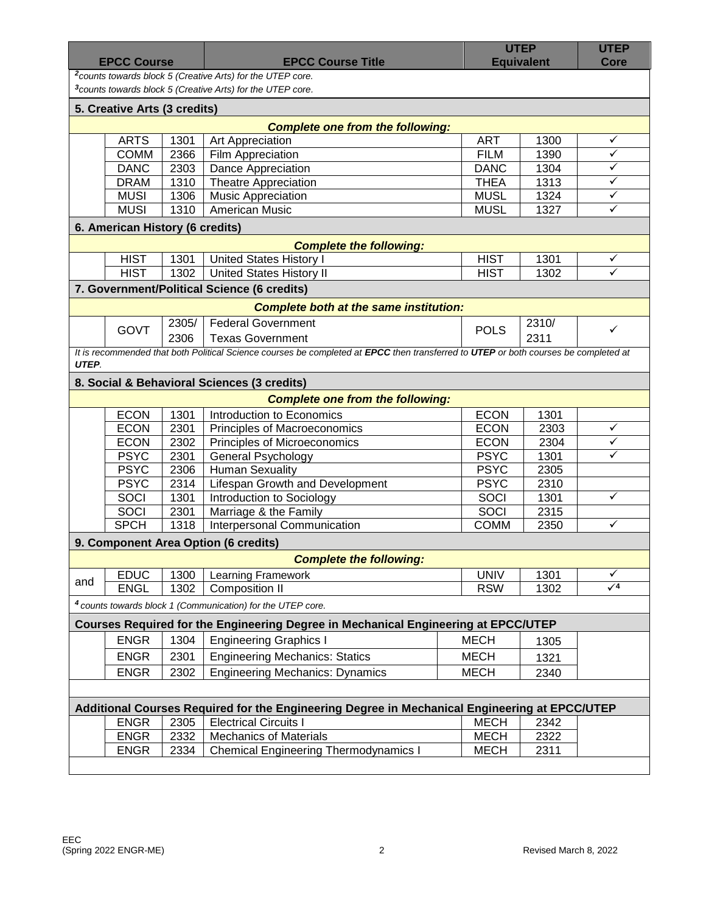| | EPCC Course | | EPCC Course Title | UTEP Equivalent | | UTEP Core |
|---|---|---|---|---|---|---|
| *[2]counts towards block 5 (Creative Arts) for the UTEP core.* | | | | | | |
| *[3]counts towards block 5 (Creative Arts) for the UTEP core.* | | | | | | |
| **5. Creative Arts (3 credits)** | | | | | | |
| | | | ***Complete one from the following:*** | | | |
| | ARTS | 1301 | Art Appreciation | ART | 1300 | ✓ |
| | COMM | 2366 | Film Appreciation | FILM | 1390 | ✓ |
| | DANC | 2303 | Dance Appreciation | DANC | 1304 | ✓ |
| | DRAM | 1310 | Theatre Appreciation | THEA | 1313 | ✓ |
| | MUSI | 1306 | Music Appreciation | MUSL | 1324 | ✓ |
| | MUSI | 1310 | American Music | MUSL | 1327 | ✓ |
| **6. American History (6 credits)** | | | | | | |
| | | | ***Complete the following:*** | | | |
| | HIST | 1301 | United States History I | HIST | 1301 | ✓ |
| | HIST | 1302 | United States History II | HIST | 1302 | ✓ |
| **7. Government/Political Science (6 credits)** | | | | | | |
| | | | ***Complete both at the same institution:*** | | | |
| | GOVT | 2305/ 2306 | Federal Government<br>Texas Government | POLS | 2310/ 2311 | ✓ |
| *It is recommended that both Political Science courses be completed at **EPCC** then transferred to **UTEP** or both courses be completed at **UTEP**.* | | | | | | |
| **8. Social & Behavioral Sciences (3 credits)** | | | | | | |
| | | | ***Complete one from the following:*** | | | |
| | ECON | 1301 | Introduction to Economics | ECON | 1301 | |
| | ECON | 2301 | Principles of Macroeconomics | ECON | 2303 | ✓ |
| | ECON | 2302 | Principles of Microeconomics | ECON | 2304 | ✓ |
| | PSYC | 2301 | General Psychology | PSYC | 1301 | ✓ |
| | PSYC | 2306 | Human Sexuality | PSYC | 2305 | |
| | PSYC | 2314 | Lifespan Growth and Development | PSYC | 2310 | |
| | SOCI | 1301 | Introduction to Sociology | SOCI | 1301 | ✓ |
| | SOCI | 2301 | Marriage & the Family | SOCI | 2315 | |
| | SPCH | 1318 | Interpersonal Communication | COMM | 2350 | ✓ |
| **9. Component Area Option (6 credits)** | | | | | | |
| | | | ***Complete the following:*** | | | |
| and | EDUC | 1300 | Learning Framework | UNIV | 1301 | ✓ |
| | ENGL | 1302 | Composition II | RSW | 1302 | ✓[4] |
| *[4] counts towards block 1 (Communication) for the UTEP core.* | | | | | | |
| **Courses Required for the Engineering Degree in Mechanical Engineering at EPCC/UTEP** | | | | | | |
| | ENGR | 1304 | Engineering Graphics I | MECH | 1305 | |
| | ENGR | 2301 | Engineering Mechanics: Statics | MECH | 1321 | |
| | ENGR | 2302 | Engineering Mechanics: Dynamics | MECH | 2340 | |
| **Additional Courses Required for the Engineering Degree in Mechanical Engineering at EPCC/UTEP** | | | | | | |
| | ENGR | 2305 | Electrical Circuits I | MECH | 2342 | |
| | ENGR | 2332 | Mechanics of Materials | MECH | 2322 | |
| | ENGR | 2334 | Chemical Engineering Thermodynamics I | MECH | 2311 | |

EEC
(Spring 2022 ENGR-ME)

Revised March 8, 2022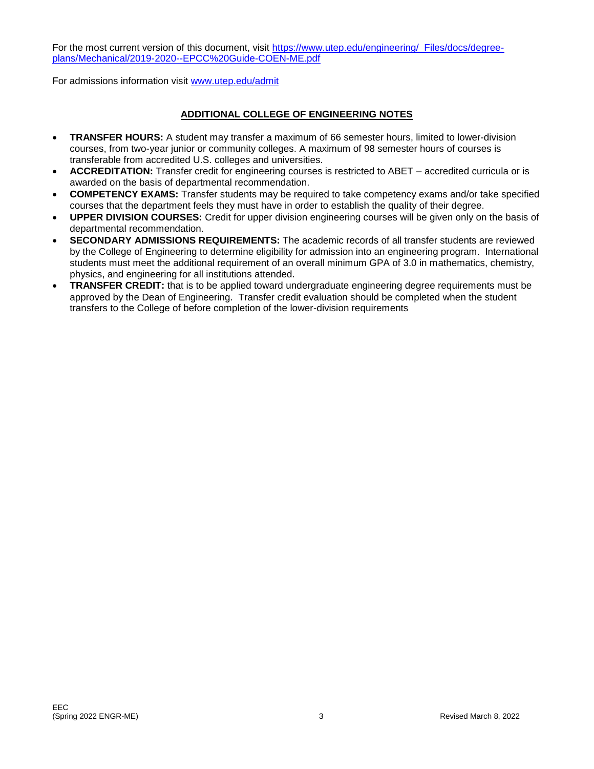For the most current version of this document, visit [https://www.utep.edu/engineering/_Files/docs/degree-plans/Mechanical/2019-2020--EPCC%20Guide-COEN-ME.pdf](https://www.utep.edu/engineering/_Files/docs/degree-plans/Mechanical/2019-2020--EPCC%20Guide-COEN-ME.pdf)

For admissions information visit [www.utep.edu/admit](http://www.utep.edu/admit)

## ADDITIONAL COLLEGE OF ENGINEERING NOTES

- **TRANSFER HOURS:** A student may transfer a maximum of 66 semester hours, limited to lower-division courses, from two-year junior or community colleges. A maximum of 98 semester hours of courses is transferable from accredited U.S. colleges and universities.
- **ACCREDITATION:** Transfer credit for engineering courses is restricted to ABET – accredited curricula or is awarded on the basis of departmental recommendation.
- **COMPETENCY EXAMS:** Transfer students may be required to take competency exams and/or take specified courses that the department feels they must have in order to establish the quality of their degree.
- **UPPER DIVISION COURSES:** Credit for upper division engineering courses will be given only on the basis of departmental recommendation.
- **SECONDARY ADMISSIONS REQUIREMENTS:** The academic records of all transfer students are reviewed by the College of Engineering to determine eligibility for admission into an engineering program. International students must meet the additional requirement of an overall minimum GPA of 3.0 in mathematics, chemistry, physics, and engineering for all institutions attended.
- **TRANSFER CREDIT:** that is to be applied toward undergraduate engineering degree requirements must be approved by the Dean of Engineering. Transfer credit evaluation should be completed when the student transfers to the College of before completion of the lower-division requirements

EEC
(Spring 2022 ENGR-ME) Revised March 8, 2022